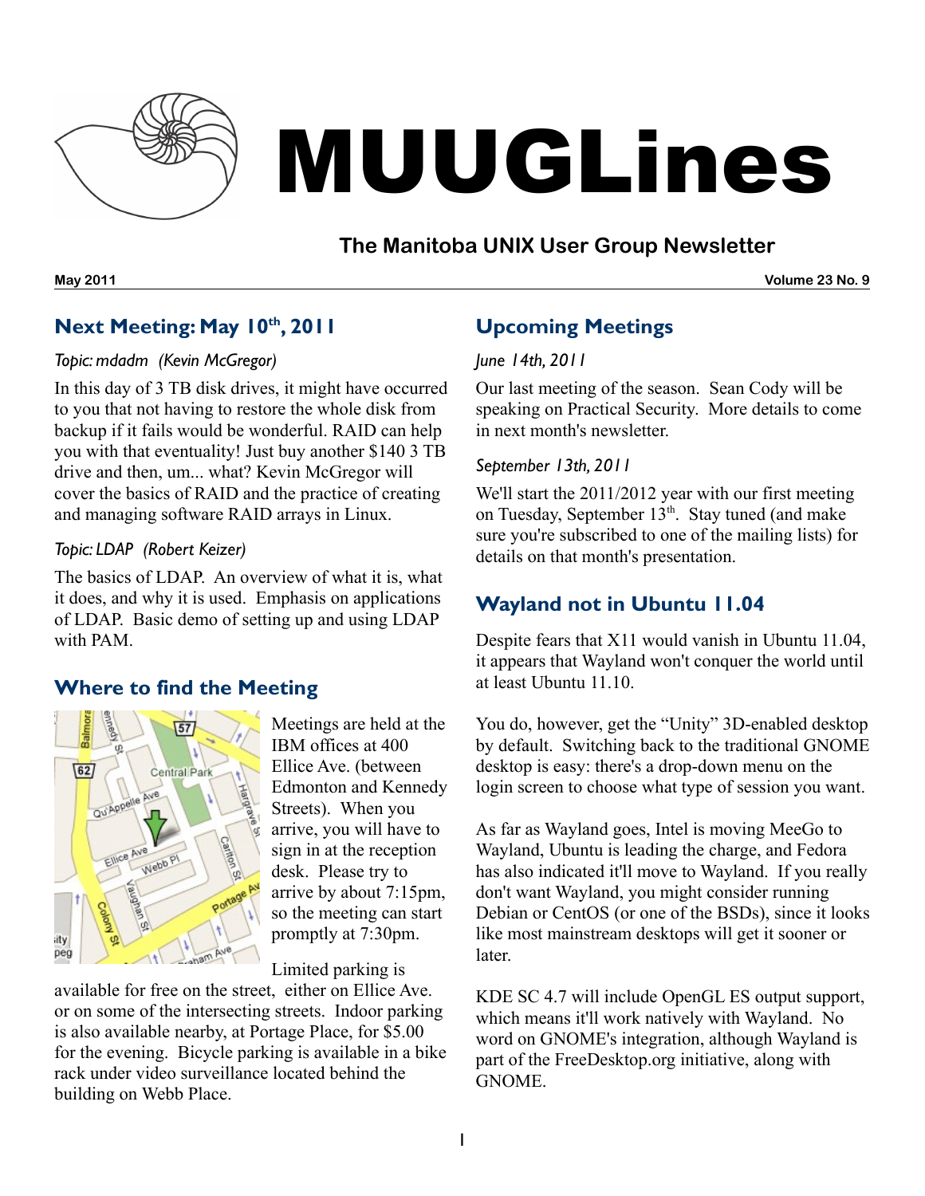# MUUGLines

## The Manitoba UNIX User Group Newsletter

**May 2011** **Volume 23 No. 9**

## Next Meeting: May 10th, 2011

*Topic: mdadm (Kevin McGregor)*

In this day of 3 TB disk drives, it might have occurred to you that not having to restore the whole disk from backup if it fails would be wonderful. RAID can help you with that eventuality! Just buy another $140 3 TB drive and then, um... what? Kevin McGregor will cover the basics of RAID and the practice of creating and managing software RAID arrays in Linux.

*Topic: LDAP (Robert Keizer)*

The basics of LDAP. An overview of what it is, what it does, and why it is used. Emphasis on applications of LDAP. Basic demo of setting up and using LDAP with PAM.

## Where to find the Meeting

Meetings are held at the IBM offices at 400 Ellice Ave. (between Edmonton and Kennedy Streets). When you arrive, you will have to sign in at the reception desk. Please try to arrive by about 7:15pm, so the meeting can start promptly at 7:30pm.

Limited parking is available for free on the street, either on Ellice Ave. or on some of the intersecting streets. Indoor parking is also available nearby, at Portage Place, for $5.00 for the evening. Bicycle parking is available in a bike rack under video surveillance located behind the building on Webb Place.

## Upcoming Meetings

*June 14th, 2011*

Our last meeting of the season. Sean Cody will be speaking on Practical Security. More details to come in next month's newsletter.

*September 13th, 2011*

We'll start the 2011/2012 year with our first meeting on Tuesday, September 13th. Stay tuned (and make sure you're subscribed to one of the mailing lists) for details on that month's presentation.

## Wayland not in Ubuntu 11.04

Despite fears that X11 would vanish in Ubuntu 11.04, it appears that Wayland won't conquer the world until at least Ubuntu 11.10.

You do, however, get the "Unity" 3D-enabled desktop by default. Switching back to the traditional GNOME desktop is easy: there's a drop-down menu on the login screen to choose what type of session you want.

As far as Wayland goes, Intel is moving MeeGo to Wayland, Ubuntu is leading the charge, and Fedora has also indicated it'll move to Wayland. If you really don't want Wayland, you might consider running Debian or CentOS (or one of the BSDs), since it looks like most mainstream desktops will get it sooner or later.

KDE SC 4.7 will include OpenGL ES output support, which means it'll work natively with Wayland. No word on GNOME's integration, although Wayland is part of the FreeDesktop.org initiative, along with GNOME.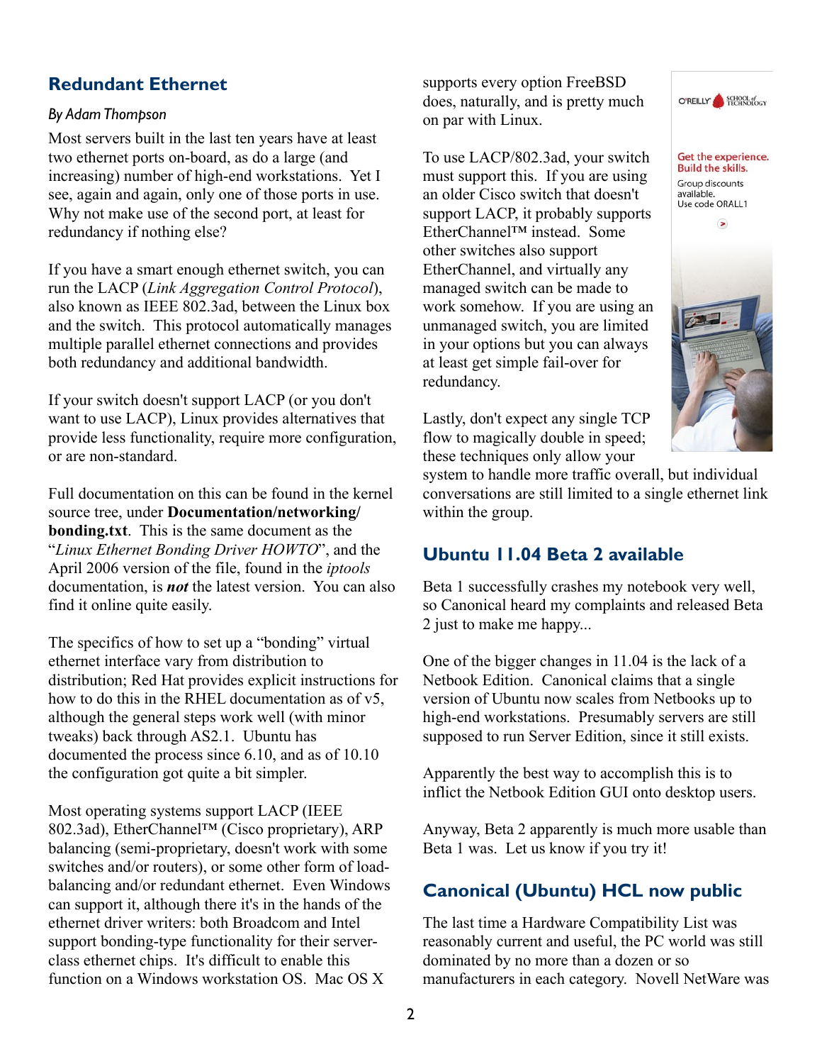## Redundant Ethernet

*By Adam Thompson*

Most servers built in the last ten years have at least two ethernet ports on-board, as do a large (and increasing) number of high-end workstations. Yet I see, again and again, only one of those ports in use. Why not make use of the second port, at least for redundancy if nothing else?

If you have a smart enough ethernet switch, you can run the LACP (*Link Aggregation Control Protocol*), also known as IEEE 802.3ad, between the Linux box and the switch. This protocol automatically manages multiple parallel ethernet connections and provides both redundancy and additional bandwidth.

If your switch doesn't support LACP (or you don't want to use LACP), Linux provides alternatives that provide less functionality, require more configuration, or are non-standard.

Full documentation on this can be found in the kernel source tree, under **Documentation/networking/bonding.txt**. This is the same document as the "*Linux Ethernet Bonding Driver HOWTO*", and the April 2006 version of the file, found in the *iptools* documentation, is ***not*** the latest version. You can also find it online quite easily.

The specifics of how to set up a "bonding" virtual ethernet interface vary from distribution to distribution; Red Hat provides explicit instructions for how to do this in the RHEL documentation as of v5, although the general steps work well (with minor tweaks) back through AS2.1. Ubuntu has documented the process since 6.10, and as of 10.10 the configuration got quite a bit simpler.

Most operating systems support LACP (IEEE 802.3ad), EtherChannel™ (Cisco proprietary), ARP balancing (semi-proprietary, doesn't work with some switches and/or routers), or some other form of load-balancing and/or redundant ethernet. Even Windows can support it, although there it's in the hands of the ethernet driver writers: both Broadcom and Intel support bonding-type functionality for their server-class ethernet chips. It's difficult to enable this function on a Windows workstation OS. Mac OS X supports every option FreeBSD does, naturally, and is pretty much on par with Linux.

To use LACP/802.3ad, your switch must support this. If you are using an older Cisco switch that doesn't support LACP, it probably supports EtherChannel™ instead. Some other switches also support EtherChannel, and virtually any managed switch can be made to work somehow. If you are using an unmanaged switch, you are limited in your options but you can always at least get simple fail-over for redundancy.

Lastly, don't expect any single TCP flow to magically double in speed; these techniques only allow your system to handle more traffic overall, but individual conversations are still limited to a single ethernet link within the group.

O'REILLY SCHOOL of TECHNOLOGY

Get the experience. Build the skills.

Group discounts available. Use code ORALL1

## Ubuntu 11.04 Beta 2 available

Beta 1 successfully crashes my notebook very well, so Canonical heard my complaints and released Beta 2 just to make me happy...

One of the bigger changes in 11.04 is the lack of a Netbook Edition. Canonical claims that a single version of Ubuntu now scales from Netbooks up to high-end workstations. Presumably servers are still supposed to run Server Edition, since it still exists.

Apparently the best way to accomplish this is to inflict the Netbook Edition GUI onto desktop users.

Anyway, Beta 2 apparently is much more usable than Beta 1 was. Let us know if you try it!

## Canonical (Ubuntu) HCL now public

The last time a Hardware Compatibility List was reasonably current and useful, the PC world was still dominated by no more than a dozen or so manufacturers in each category. Novell NetWare was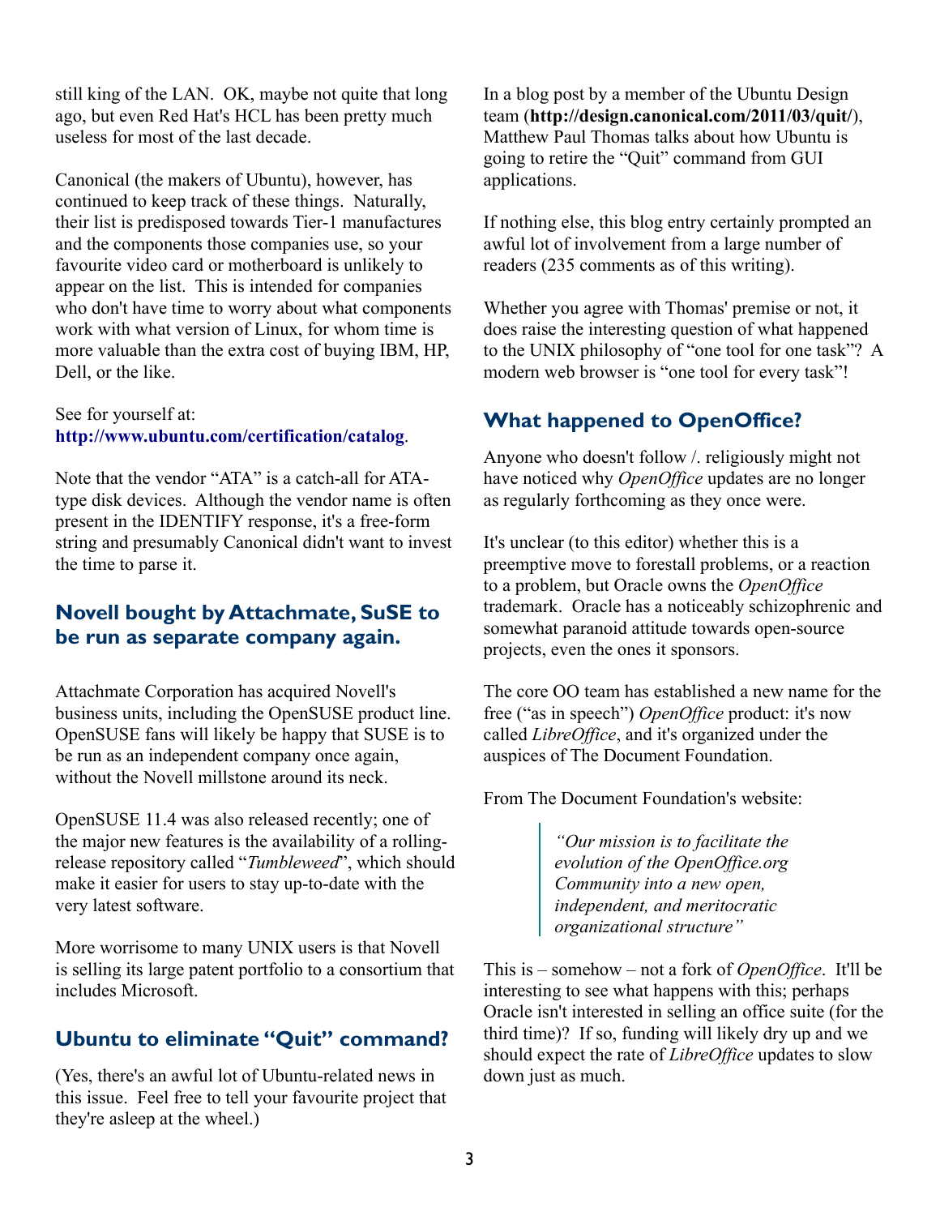still king of the LAN. OK, maybe not quite that long ago, but even Red Hat's HCL has been pretty much useless for most of the last decade.

Canonical (the makers of Ubuntu), however, has continued to keep track of these things. Naturally, their list is predisposed towards Tier-1 manufactures and the components those companies use, so your favourite video card or motherboard is unlikely to appear on the list. This is intended for companies who don't have time to worry about what components work with what version of Linux, for whom time is more valuable than the extra cost of buying IBM, HP, Dell, or the like.

See for yourself at: **http://www.ubuntu.com/certification/catalog**.

Note that the vendor "ATA" is a catch-all for ATA-type disk devices. Although the vendor name is often present in the IDENTIFY response, it's a free-form string and presumably Canonical didn't want to invest the time to parse it.

## Novell bought by Attachmate, SuSE to be run as separate company again.

Attachmate Corporation has acquired Novell's business units, including the OpenSUSE product line. OpenSUSE fans will likely be happy that SUSE is to be run as an independent company once again, without the Novell millstone around its neck.

OpenSUSE 11.4 was also released recently; one of the major new features is the availability of a rolling-release repository called "*Tumbleweed*", which should make it easier for users to stay up-to-date with the very latest software.

More worrisome to many UNIX users is that Novell is selling its large patent portfolio to a consortium that includes Microsoft.

## Ubuntu to eliminate "Quit" command?

(Yes, there's an awful lot of Ubuntu-related news in this issue. Feel free to tell your favourite project that they're asleep at the wheel.)

In a blog post by a member of the Ubuntu Design team (**http://design.canonical.com/2011/03/quit/**), Matthew Paul Thomas talks about how Ubuntu is going to retire the "Quit" command from GUI applications.

If nothing else, this blog entry certainly prompted an awful lot of involvement from a large number of readers (235 comments as of this writing).

Whether you agree with Thomas' premise or not, it does raise the interesting question of what happened to the UNIX philosophy of "one tool for one task"? A modern web browser is "one tool for every task"!

## What happened to OpenOffice?

Anyone who doesn't follow /. religiously might not have noticed why *OpenOffice* updates are no longer as regularly forthcoming as they once were.

It's unclear (to this editor) whether this is a preemptive move to forestall problems, or a reaction to a problem, but Oracle owns the *OpenOffice* trademark. Oracle has a noticeably schizophrenic and somewhat paranoid attitude towards open-source projects, even the ones it sponsors.

The core OO team has established a new name for the free ("as in speech") *OpenOffice* product: it's now called *LibreOffice*, and it's organized under the auspices of The Document Foundation.

From The Document Foundation's website:

> *"Our mission is to facilitate the evolution of the OpenOffice.org Community into a new open, independent, and meritocratic organizational structure"*

This is – somehow – not a fork of *OpenOffice*. It'll be interesting to see what happens with this; perhaps Oracle isn't interested in selling an office suite (for the third time)? If so, funding will likely dry up and we should expect the rate of *LibreOffice* updates to slow down just as much.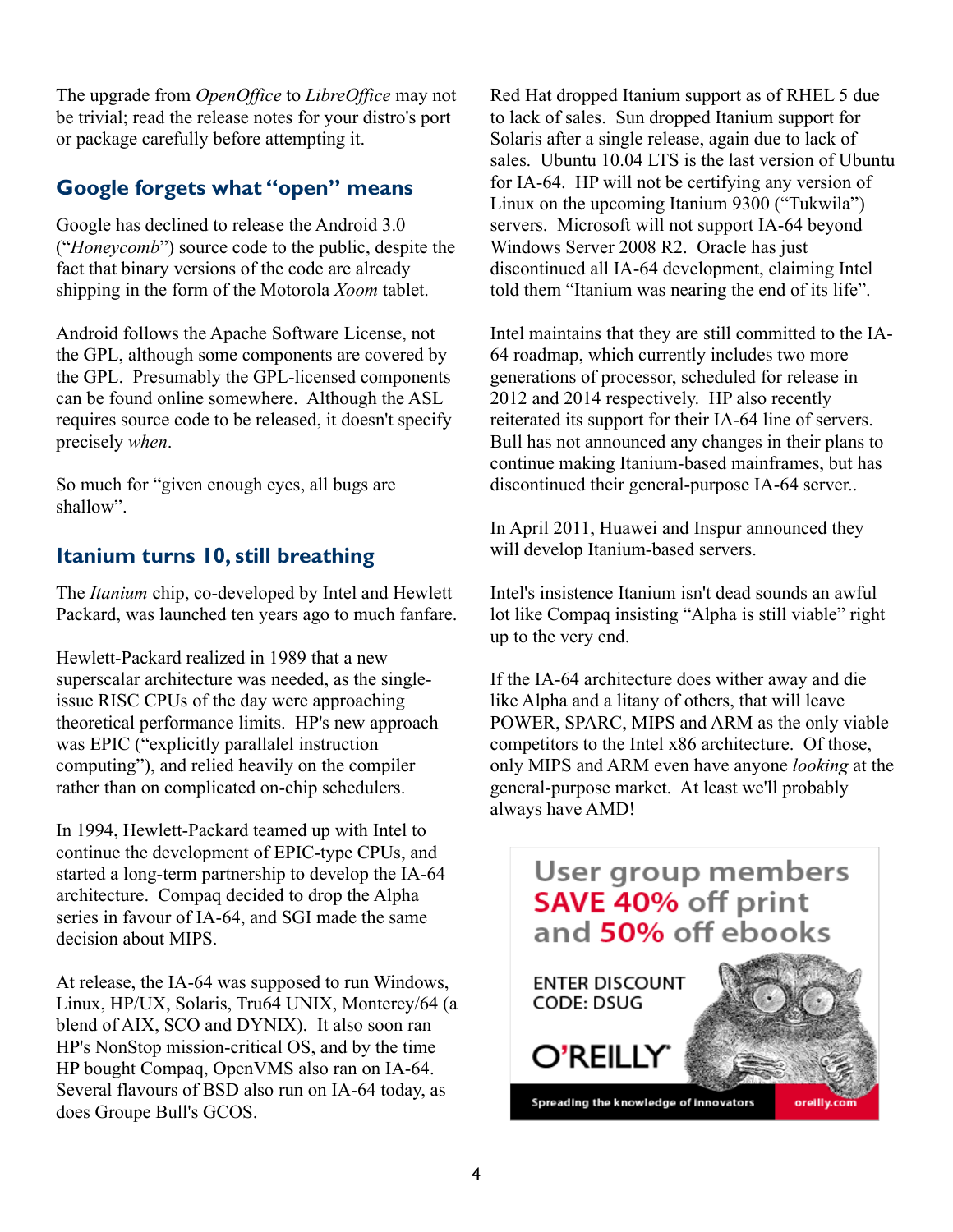The upgrade from *OpenOffice* to *LibreOffice* may not be trivial; read the release notes for your distro's port or package carefully before attempting it.

## Google forgets what "open" means

Google has declined to release the Android 3.0 ("*Honeycomb*") source code to the public, despite the fact that binary versions of the code are already shipping in the form of the Motorola *Xoom* tablet.

Android follows the Apache Software License, not the GPL, although some components are covered by the GPL. Presumably the GPL-licensed components can be found online somewhere. Although the ASL requires source code to be released, it doesn't specify precisely *when*.

So much for "given enough eyes, all bugs are shallow".

## Itanium turns 10, still breathing

The *Itanium* chip, co-developed by Intel and Hewlett Packard, was launched ten years ago to much fanfare.

Hewlett-Packard realized in 1989 that a new superscalar architecture was needed, as the single-issue RISC CPUs of the day were approaching theoretical performance limits. HP's new approach was EPIC ("explicitly parallel instruction computing"), and relied heavily on the compiler rather than on complicated on-chip schedulers.

In 1994, Hewlett-Packard teamed up with Intel to continue the development of EPIC-type CPUs, and started a long-term partnership to develop the IA-64 architecture. Compaq decided to drop the Alpha series in favour of IA-64, and SGI made the same decision about MIPS.

At release, the IA-64 was supposed to run Windows, Linux, HP/UX, Solaris, Tru64 UNIX, Monterey/64 (a blend of AIX, SCO and DYNIX). It also soon ran HP's NonStop mission-critical OS, and by the time HP bought Compaq, OpenVMS also ran on IA-64. Several flavours of BSD also run on IA-64 today, as does Groupe Bull's GCOS.

Red Hat dropped Itanium support as of RHEL 5 due to lack of sales. Sun dropped Itanium support for Solaris after a single release, again due to lack of sales. Ubuntu 10.04 LTS is the last version of Ubuntu for IA-64. HP will not be certifying any version of Linux on the upcoming Itanium 9300 ("Tukwila") servers. Microsoft will not support IA-64 beyond Windows Server 2008 R2. Oracle has just discontinued all IA-64 development, claiming Intel told them "Itanium was nearing the end of its life".

Intel maintains that they are still committed to the IA-64 roadmap, which currently includes two more generations of processor, scheduled for release in 2012 and 2014 respectively. HP also recently reiterated its support for their IA-64 line of servers. Bull has not announced any changes in their plans to continue making Itanium-based mainframes, but has discontinued their general-purpose IA-64 server..

In April 2011, Huawei and Inspur announced they will develop Itanium-based servers.

Intel's insistence Itanium isn't dead sounds an awful lot like Compaq insisting "Alpha is still viable" right up to the very end.

If the IA-64 architecture does wither away and die like Alpha and a litany of others, that will leave POWER, SPARC, MIPS and ARM as the only viable competitors to the Intel x86 architecture. Of those, only MIPS and ARM even have anyone *looking* at the general-purpose market. At least we'll probably always have AMD!

User group members **SAVE 40%** off print and **50%** off ebooks

ENTER DISCOUNT CODE: DSUG

O'REILLY

Spreading the knowledge of innovators — oreilly.com